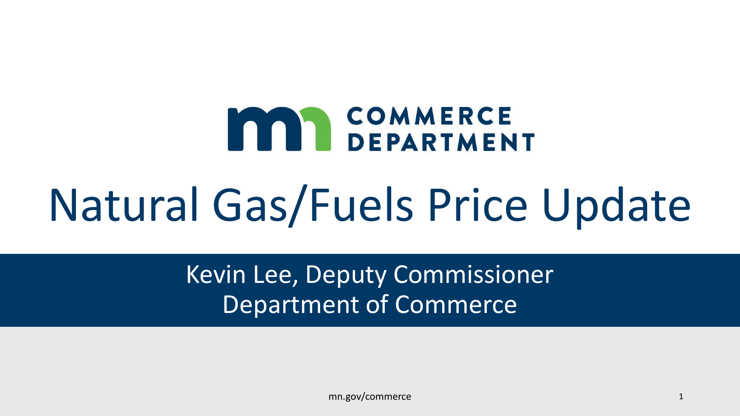COMMERCE DEPARTMENT

# Natural Gas/Fuels Price Update

Kevin Lee, Deputy Commissioner
Department of Commerce

mn.gov/commerce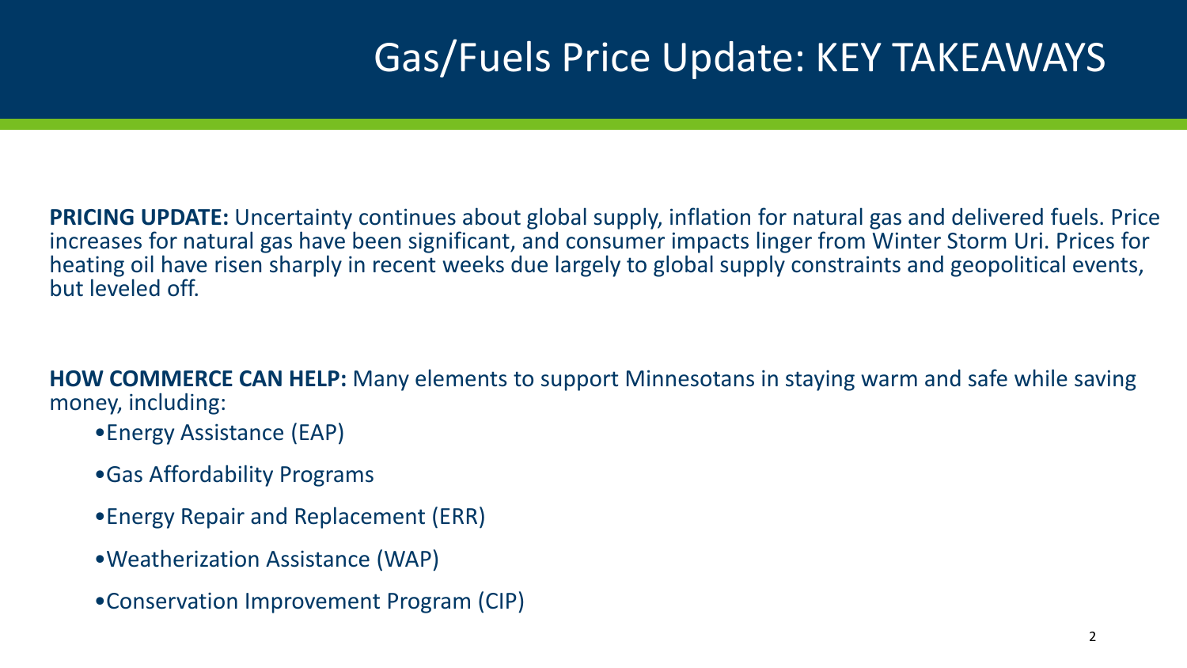# Gas/Fuels Price Update: KEY TAKEAWAYS

**PRICING UPDATE:** Uncertainty continues about global supply, inflation for natural gas and delivered fuels. Price increases for natural gas have been significant, and consumer impacts linger from Winter Storm Uri. Prices for heating oil have risen sharply in recent weeks due largely to global supply constraints and geopolitical events, but leveled off.

**HOW COMMERCE CAN HELP:** Many elements to support Minnesotans in staying warm and safe while saving money, including:

- Energy Assistance (EAP)
- Gas Affordability Programs
- Energy Repair and Replacement (ERR)
- Weatherization Assistance (WAP)
- Conservation Improvement Program (CIP)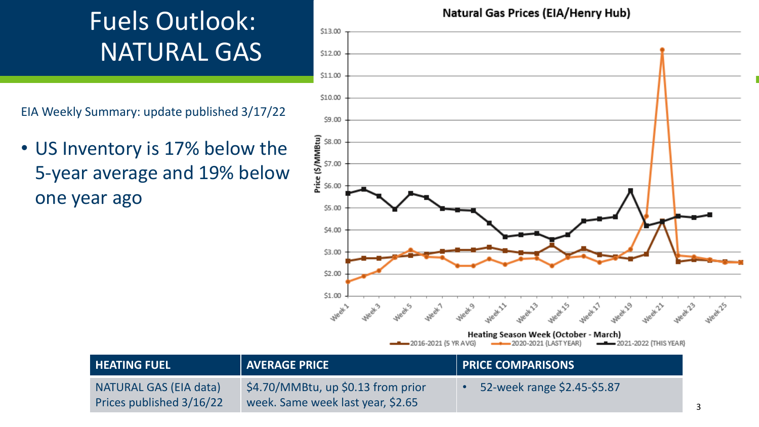# Fuels Outlook: NATURAL GAS

EIA Weekly Summary: update published 3/17/22

- US Inventory is 17% below the 5-year average and 19% below one year ago

**Natural Gas Prices (EIA/Henry Hub)**

| HEATING FUEL | AVERAGE PRICE | PRICE COMPARISONS |
|---|---|---|
| NATURAL GAS (EIA data) Prices published 3/16/22 | $4.70/MMBtu, up $0.13 from prior week. Same week last year, $2.65 | • 52-week range $2.45-$5.87 |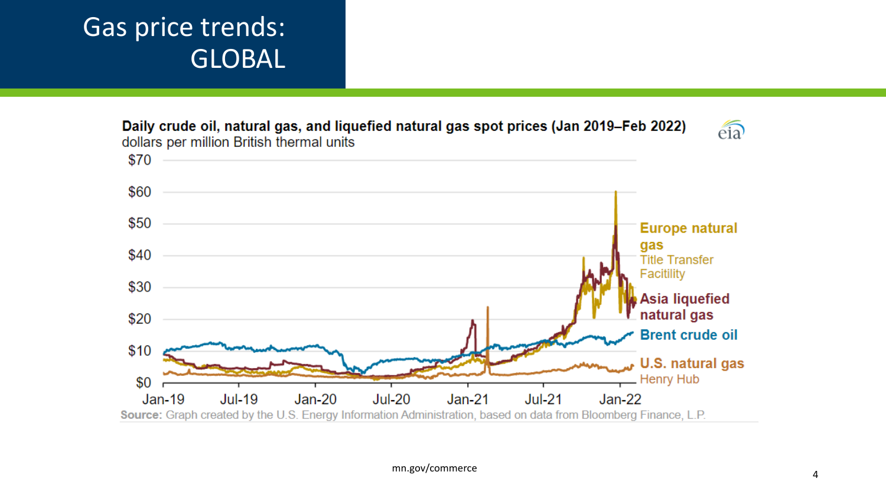# Gas price trends: GLOBAL

**Daily crude oil, natural gas, and liquefied natural gas spot prices (Jan 2019–Feb 2022)**
dollars per million British thermal units

$70
$60
$50
$40
$30
$20
$10
$0

Jan-19 Jul-19 Jan-20 Jul-20 Jan-21 Jul-21 Jan-22

**Europe natural gas** Title Transfer Facitility

**Asia liquefied natural gas**

**Brent crude oil**

**U.S. natural gas** Henry Hub

eia

**Source:** Graph created by the U.S. Energy Information Administration, based on data from Bloomberg Finance, L.P.

mn.gov/commerce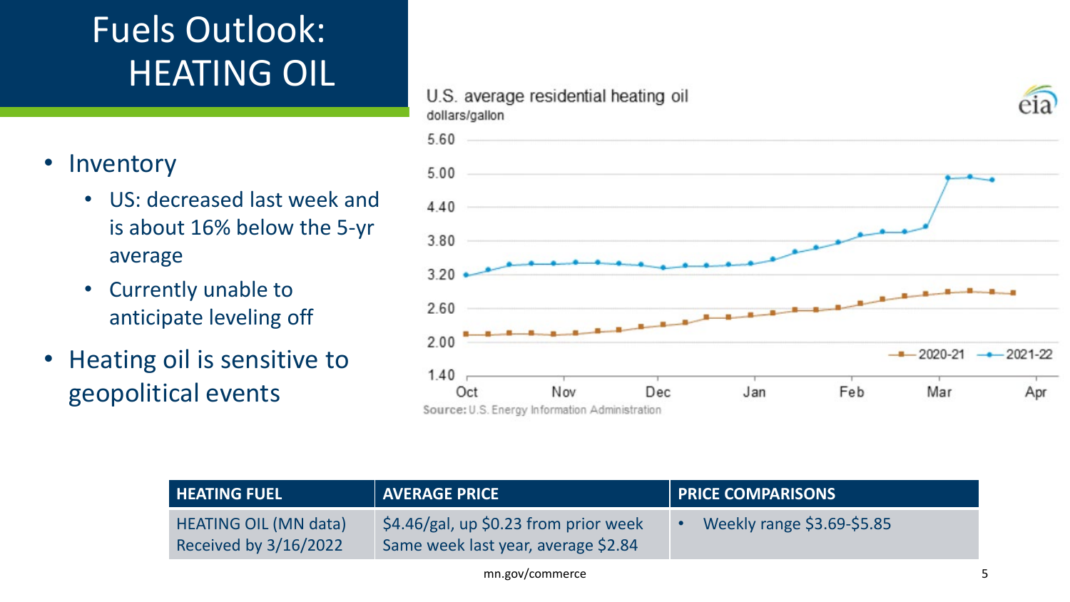# Fuels Outlook: HEATING OIL

- Inventory
  - US: decreased last week and is about 16% below the 5-yr average
  - Currently unable to anticipate leveling off
- Heating oil is sensitive to geopolitical events

U.S. average residential heating oil
dollars/gallon

Source: U.S. Energy Information Administration

| HEATING FUEL | AVERAGE PRICE | PRICE COMPARISONS |
|---|---|---|
| HEATING OIL (MN data) Received by 3/16/2022 | $4.46/gal, up $0.23 from prior week<br>Same week last year, average $2.84 | • Weekly range $3.69-$5.85 |

mn.gov/commerce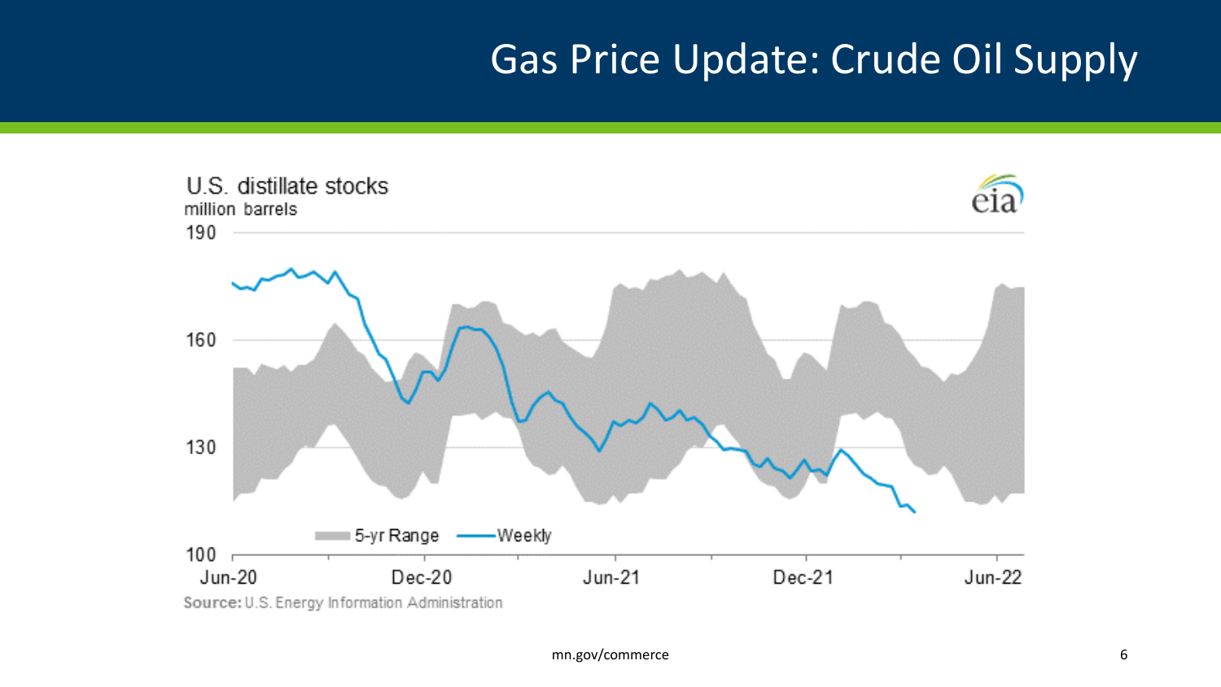# Gas Price Update: Crude Oil Supply

U.S. distillate stocks
million barrels

190

160

130

100

5-yr Range — Weekly

Jun-20 Dec-20 Jun-21 Dec-21 Jun-22

Source: U.S. Energy Information Administration

mn.gov/commerce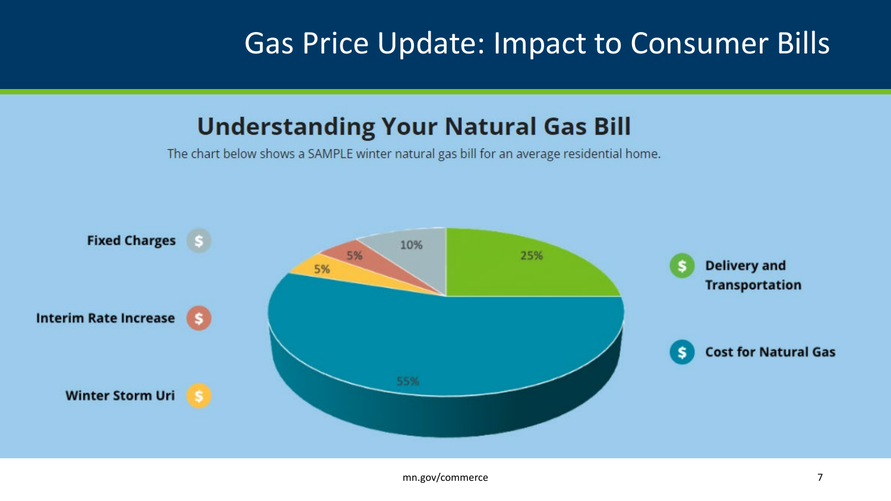# Gas Price Update: Impact to Consumer Bills

## Understanding Your Natural Gas Bill

The chart below shows a SAMPLE winter natural gas bill for an average residential home.

| Component | Share |
| --- | --- |
| Cost for Natural Gas | 55% |
| Delivery and Transportation | 25% |
| Fixed Charges | 10% |
| Interim Rate Increase | 5% |
| Winter Storm Uri | 5% |

mn.gov/commerce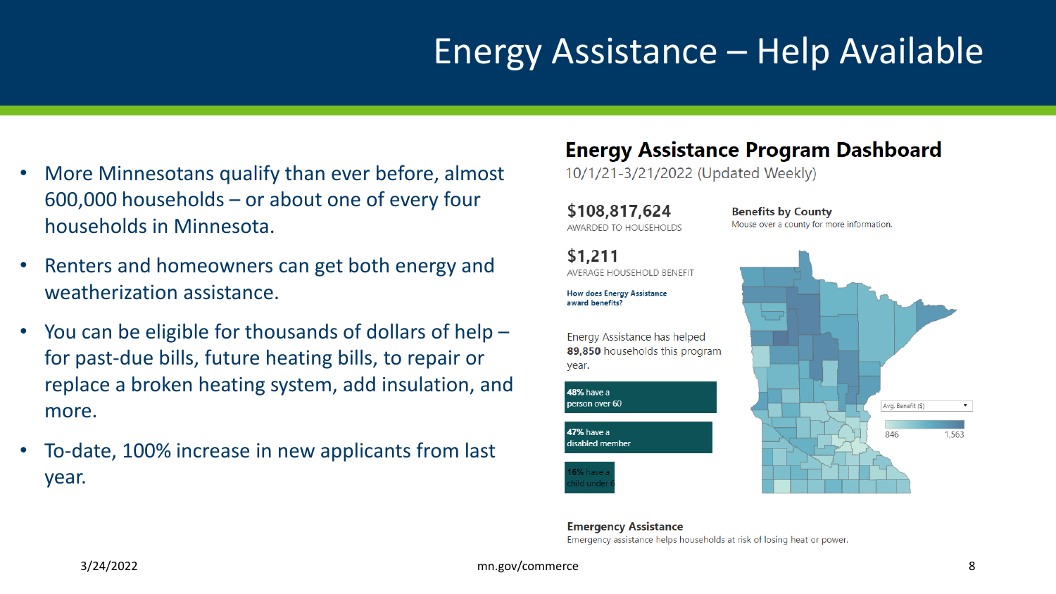# Energy Assistance – Help Available

- More Minnesotans qualify than ever before, almost 600,000 households – or about one of every four households in Minnesota.
- Renters and homeowners can get both energy and weatherization assistance.
- You can be eligible for thousands of dollars of help – for past-due bills, future heating bills, to repair or replace a broken heating system, add insulation, and more.
- To-date, 100% increase in new applicants from last year.

## Energy Assistance Program Dashboard

10/1/21-3/21/2022 (Updated Weekly)

**$108,817,624**
AWARDED TO HOUSEHOLDS

**$1,211**
AVERAGE HOUSEHOLD BENEFIT

**How does Energy Assistance award benefits?**

Energy Assistance has helped **89,850** households this program year.

**48%** have a person over 60

**47%** have a disabled member

**16%** have a child under 6

**Benefits by County**
Mouse over a county for more information.

Avg. Benefit ($)
846
1,563

**Emergency Assistance**
Emergency assistance helps households at risk of losing heat or power.

3/24/2022

mn.gov/commerce